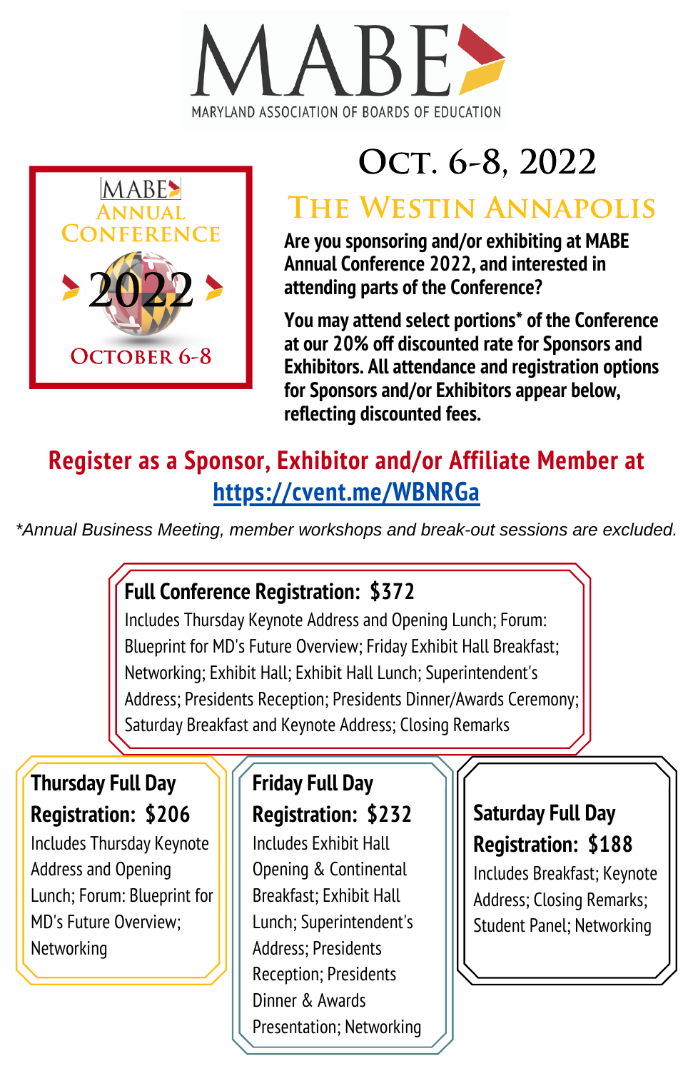# MABE

MARYLAND ASSOCIATION OF BOARDS OF EDUCATION

MABE ANNUAL CONFERENCE 2022 OCTOBER 6-8

## Oct. 6-8, 2022

## The Westin Annapolis

**Are you sponsoring and/or exhibiting at MABE Annual Conference 2022, and interested in attending parts of the Conference?**

**You may attend select portions* of the Conference at our 20% off discounted rate for Sponsors and Exhibitors. All attendance and registration options for Sponsors and/or Exhibitors appear below, reflecting discounted fees.**

## Register as a Sponsor, Exhibitor and/or Affiliate Member at https://cvent.me/WBNRGa

*\*Annual Business Meeting, member workshops and break-out sessions are excluded.*

### Full Conference Registration: $372

Includes Thursday Keynote Address and Opening Lunch; Forum: Blueprint for MD's Future Overview; Friday Exhibit Hall Breakfast; Networking; Exhibit Hall; Exhibit Hall Lunch; Superintendent's Address; Presidents Reception; Presidents Dinner/Awards Ceremony; Saturday Breakfast and Keynote Address; Closing Remarks

### Thursday Full Day Registration: $206

Includes Thursday Keynote Address and Opening Lunch; Forum: Blueprint for MD's Future Overview; Networking

### Friday Full Day Registration: $232

Includes Exhibit Hall Opening & Continental Breakfast; Exhibit Hall Lunch; Superintendent's Address; Presidents Reception; Presidents Dinner & Awards Presentation; Networking

### Saturday Full Day Registration: $188

Includes Breakfast; Keynote Address; Closing Remarks; Student Panel; Networking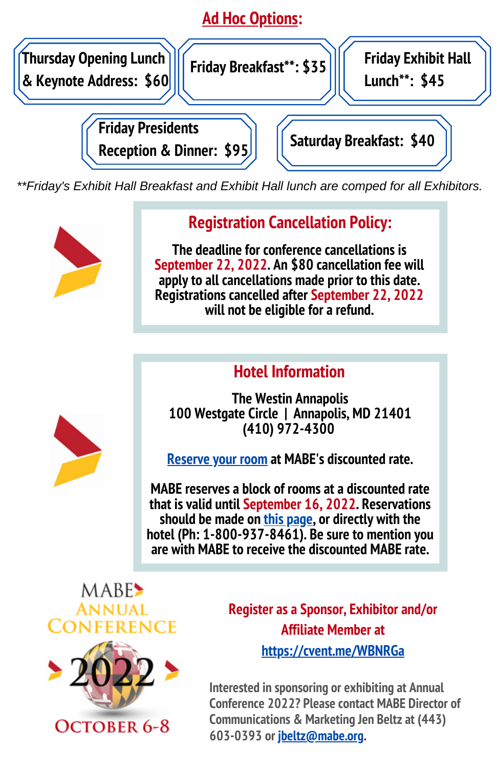## Ad Hoc Options:

- Thursday Opening Lunch & Keynote Address: $60
- Friday Breakfast**: $35
- Friday Exhibit Hall Lunch**: $45
- Friday Presidents Reception & Dinner: $95
- Saturday Breakfast: $40

*\*\*Friday's Exhibit Hall Breakfast and Exhibit Hall lunch are comped for all Exhibitors.*

## Registration Cancellation Policy:

**The deadline for conference cancellations is September 22, 2022. An $80 cancellation fee will apply to all cancellations made prior to this date. Registrations cancelled after September 22, 2022 will not be eligible for a refund.**

## Hotel Information

**The Westin Annapolis**
**100 Westgate Circle | Annapolis, MD 21401**
**(410) 972-4300**

**Reserve your room at MABE's discounted rate.**

**MABE reserves a block of rooms at a discounted rate that is valid until September 16, 2022. Reservations should be made on this page, or directly with the hotel (Ph: 1-800-937-8461). Be sure to mention you are with MABE to receive the discounted MABE rate.**

MABE ANNUAL CONFERENCE 2022
OCTOBER 6-8

**Register as a Sponsor, Exhibitor and/or Affiliate Member at https://cvent.me/WBNRGa**

**Interested in sponsoring or exhibiting at Annual Conference 2022? Please contact MABE Director of Communications & Marketing Jen Beltz at (443) 603-0393 or jbeltz@mabe.org.**